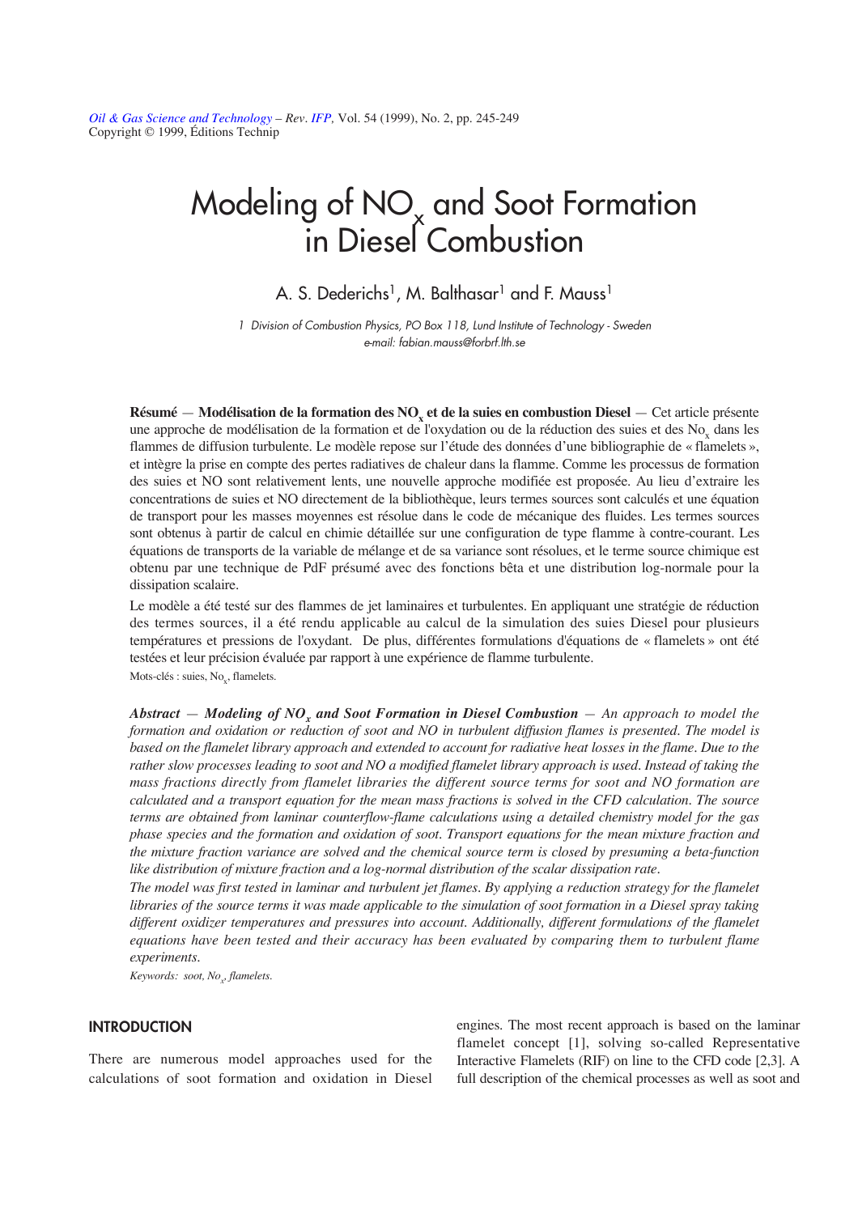# Modeling of $NO_x$ and Soot Formation in Diesel Combustion

A. S. Dederichs[1], M. Balthasar[1] and F. Mauss[1]

1 Division of Combustion Physics, PO Box 118, Lund Institute of Technology - Sweden
e-mail: fabian.mauss@forbrf.lth.se

**Résumé** — **Modélisation de la formation des $NO_x$ et de la suies en combustion Diesel** — Cet article présente une approche de modélisation de la formation et de l'oxydation ou de la réduction des suies et des $No_x$ dans les flammes de diffusion turbulente. Le modèle repose sur l'étude des données d'une bibliographie de « flamelets », et intègre la prise en compte des pertes radiatives de chaleur dans la flamme. Comme les processus de formation des suies et NO sont relativement lents, une nouvelle approche modifiée est proposée. Au lieu d'extraire les concentrations de suies et NO directement de la bibliothèque, leurs termes sources sont calculés et une équation de transport pour les masses moyennes est résolue dans le code de mécanique des fluides. Les termes sources sont obtenus à partir de calcul en chimie détaillée sur une configuration de type flamme à contre-courant. Les équations de transports de la variable de mélange et de sa variance sont résolues, et le terme source chimique est obtenu par une technique de PdF présumé avec des fonctions bêta et une distribution log-normale pour la dissipation scalaire.

Le modèle a été testé sur des flammes de jet laminaires et turbulentes. En appliquant une stratégie de réduction des termes sources, il a été rendu applicable au calcul de la simulation des suies Diesel pour plusieurs températures et pressions de l'oxydant. De plus, différentes formulations d'équations de « flamelets » ont été testées et leur précision évaluée par rapport à une expérience de flamme turbulente.

Mots-clés : suies, $No_x$, flamelets.

***Abstract* — *Modeling of $NO_x$ and Soot Formation in Diesel Combustion*** — *An approach to model the formation and oxidation or reduction of soot and NO in turbulent diffusion flames is presented. The model is based on the flamelet library approach and extended to account for radiative heat losses in the flame. Due to the rather slow processes leading to soot and NO a modified flamelet library approach is used. Instead of taking the mass fractions directly from flamelet libraries the different source terms for soot and NO formation are calculated and a transport equation for the mean mass fractions is solved in the CFD calculation. The source terms are obtained from laminar counterflow-flame calculations using a detailed chemistry model for the gas phase species and the formation and oxidation of soot. Transport equations for the mean mixture fraction and the mixture fraction variance are solved and the chemical source term is closed by presuming a beta-function like distribution of mixture fraction and a log-normal distribution of the scalar dissipation rate.*

*The model was first tested in laminar and turbulent jet flames. By applying a reduction strategy for the flamelet libraries of the source terms it was made applicable to the simulation of soot formation in a Diesel spray taking different oxidizer temperatures and pressures into account. Additionally, different formulations of the flamelet equations have been tested and their accuracy has been evaluated by comparing them to turbulent flame experiments.*

*Keywords: soot, $No_x$, flamelets.*

## INTRODUCTION

There are numerous model approaches used for the calculations of soot formation and oxidation in Diesel engines. The most recent approach is based on the laminar flamelet concept [1], solving so-called Representative Interactive Flamelets (RIF) on line to the CFD code [2,3]. A full description of the chemical processes as well as soot and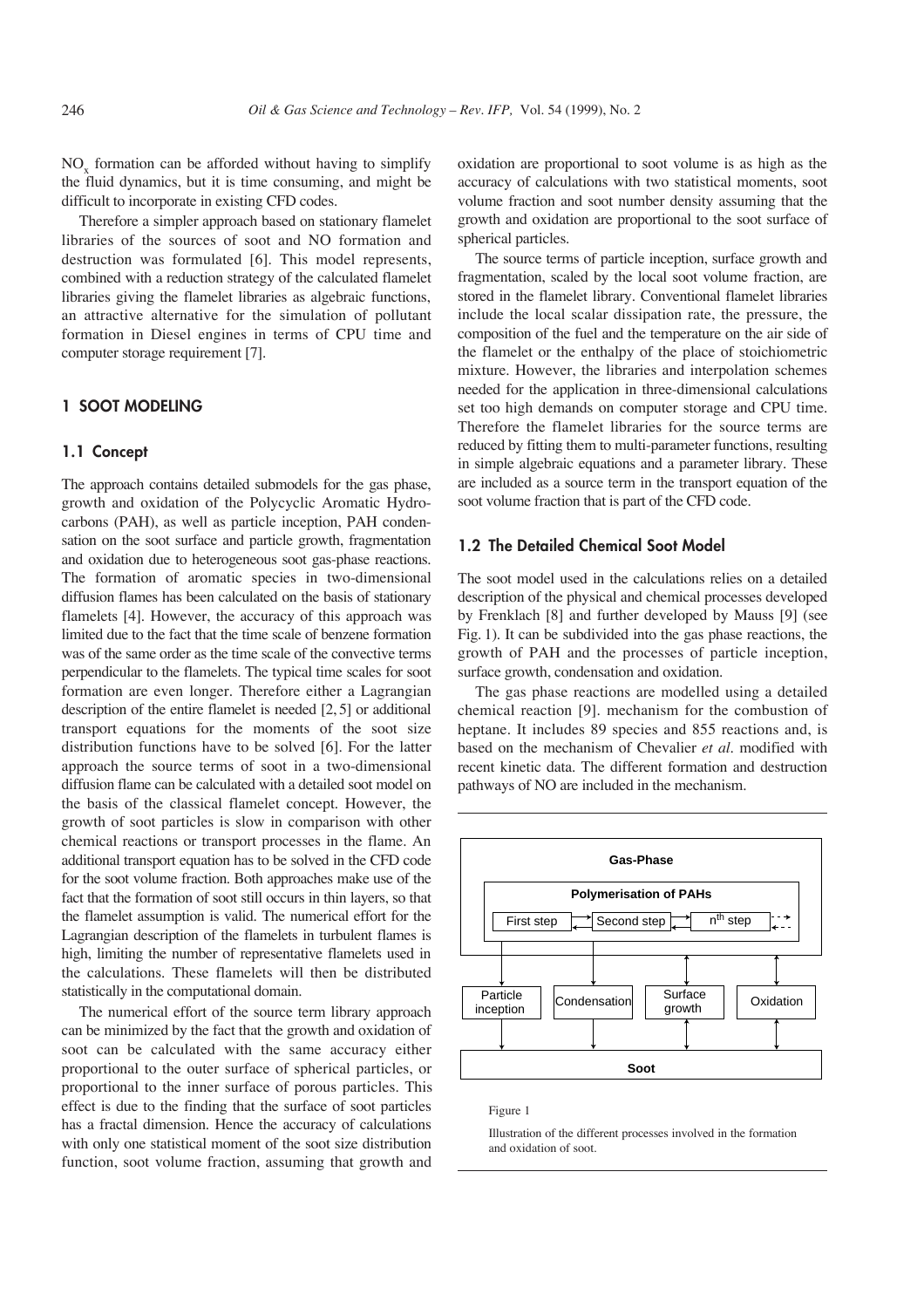$NO_x$ formation can be afforded without having to simplify the fluid dynamics, but it is time consuming, and might be difficult to incorporate in existing CFD codes.

Therefore a simpler approach based on stationary flamelet libraries of the sources of soot and NO formation and destruction was formulated [6]. This model represents, combined with a reduction strategy of the calculated flamelet libraries giving the flamelet libraries as algebraic functions, an attractive alternative for the simulation of pollutant formation in Diesel engines in terms of CPU time and computer storage requirement [7].

## 1 SOOT MODELING

### 1.1 Concept

The approach contains detailed submodels for the gas phase, growth and oxidation of the Polycyclic Aromatic Hydrocarbons (PAH), as well as particle inception, PAH condensation on the soot surface and particle growth, fragmentation and oxidation due to heterogeneous soot gas-phase reactions. The formation of aromatic species in two-dimensional diffusion flames has been calculated on the basis of stationary flamelets [4]. However, the accuracy of this approach was limited due to the fact that the time scale of benzene formation was of the same order as the time scale of the convective terms perpendicular to the flamelets. The typical time scales for soot formation are even longer. Therefore either a Lagrangian description of the entire flamelet is needed [2, 5] or additional transport equations for the moments of the soot size distribution functions have to be solved [6]. For the latter approach the source terms of soot in a two-dimensional diffusion flame can be calculated with a detailed soot model on the basis of the classical flamelet concept. However, the growth of soot particles is slow in comparison with other chemical reactions or transport processes in the flame. An additional transport equation has to be solved in the CFD code for the soot volume fraction. Both approaches make use of the fact that the formation of soot still occurs in thin layers, so that the flamelet assumption is valid. The numerical effort for the Lagrangian description of the flamelets in turbulent flames is high, limiting the number of representative flamelets used in the calculations. These flamelets will then be distributed statistically in the computational domain.

The numerical effort of the source term library approach can be minimized by the fact that the growth and oxidation of soot can be calculated with the same accuracy either proportional to the outer surface of spherical particles, or proportional to the inner surface of porous particles. This effect is due to the finding that the surface of soot particles has a fractal dimension. Hence the accuracy of calculations with only one statistical moment of the soot size distribution function, soot volume fraction, assuming that growth and oxidation are proportional to soot volume is as high as the accuracy of calculations with two statistical moments, soot volume fraction and soot number density assuming that the growth and oxidation are proportional to the soot surface of spherical particles.

The source terms of particle inception, surface growth and fragmentation, scaled by the local soot volume fraction, are stored in the flamelet library. Conventional flamelet libraries include the local scalar dissipation rate, the pressure, the composition of the fuel and the temperature on the air side of the flamelet or the enthalpy of the place of stoichiometric mixture. However, the libraries and interpolation schemes needed for the application in three-dimensional calculations set too high demands on computer storage and CPU time. Therefore the flamelet libraries for the source terms are reduced by fitting them to multi-parameter functions, resulting in simple algebraic equations and a parameter library. These are included as a source term in the transport equation of the soot volume fraction that is part of the CFD code.

### 1.2 The Detailed Chemical Soot Model

The soot model used in the calculations relies on a detailed description of the physical and chemical processes developed by Frenklach [8] and further developed by Mauss [9] (see Fig. 1). It can be subdivided into the gas phase reactions, the growth of PAH and the processes of particle inception, surface growth, condensation and oxidation.

The gas phase reactions are modelled using a detailed chemical reaction [9]. mechanism for the combustion of heptane. It includes 89 species and 855 reactions and, is based on the mechanism of Chevalier *et al.* modified with recent kinetic data. The different formation and destruction pathways of NO are included in the mechanism.

Figure 1

Illustration of the different processes involved in the formation and oxidation of soot.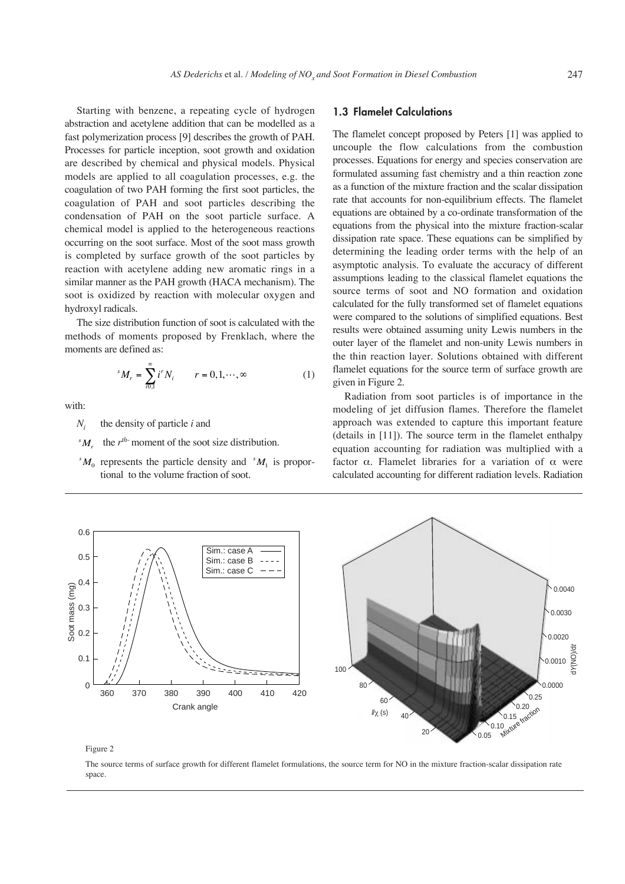Starting with benzene, a repeating cycle of hydrogen abstraction and acetylene addition that can be modelled as a fast polymerization process [9] describes the growth of PAH. Processes for particle inception, soot growth and oxidation are described by chemical and physical models. Physical models are applied to all coagulation processes, e.g. the coagulation of two PAH forming the first soot particles, the coagulation of PAH and soot particles describing the condensation of PAH on the soot particle surface. A chemical model is applied to the heterogeneous reactions occurring on the soot surface. Most of the soot mass growth is completed by surface growth of the soot particles by reaction with acetylene adding new aromatic rings in a similar manner as the PAH growth (HACA mechanism). The soot is oxidized by reaction with molecular oxygen and hydroxyl radicals.

The size distribution function of soot is calculated with the methods of moments proposed by Frenklach, where the moments are defined as:

$$ {}^{s}M_r = \sum_{i0,1}^{\infty} i^r N_i \qquad r = 0,1,\cdots,\infty \tag{1} $$

with:

- $N_i$ the density of particle $i$ and
- ${}^{s}M_r$ the $r^{th}$ moment of the soot size distribution.
- ${}^{s}M_0$ represents the particle density and ${}^{s}M_1$ is proportional to the volume fraction of soot.

### 1.3 Flamelet Calculations

The flamelet concept proposed by Peters [1] was applied to uncouple the flow calculations from the combustion processes. Equations for energy and species conservation are formulated assuming fast chemistry and a thin reaction zone as a function of the mixture fraction and the scalar dissipation rate that accounts for non-equilibrium effects. The flamelet equations are obtained by a co-ordinate transformation of the equations from the physical into the mixture fraction-scalar dissipation rate space. These equations can be simplified by determining the leading order terms with the help of an asymptotic analysis. To evaluate the accuracy of different assumptions leading to the classical flamelet equations the source terms of soot and NO formation and oxidation calculated for the fully transformed set of flamelet equations were compared to the solutions of simplified equations. Best results were obtained assuming unity Lewis numbers in the outer layer of the flamelet and non-unity Lewis numbers in the thin reaction layer. Solutions obtained with different flamelet equations for the source term of surface growth are given in Figure 2.

Radiation from soot particles is of importance in the modeling of jet diffusion flames. Therefore the flamelet approach was extended to capture this important feature (details in [11]). The source term in the flamelet enthalpy equation accounting for radiation was multiplied with a factor $\alpha$. Flamelet libraries for a variation of $\alpha$ were calculated accounting for different radiation levels. Radiation

Figure 2

The source terms of surface growth for different flamelet formulations, the source term for NO in the mixture fraction-scalar dissipation rate space.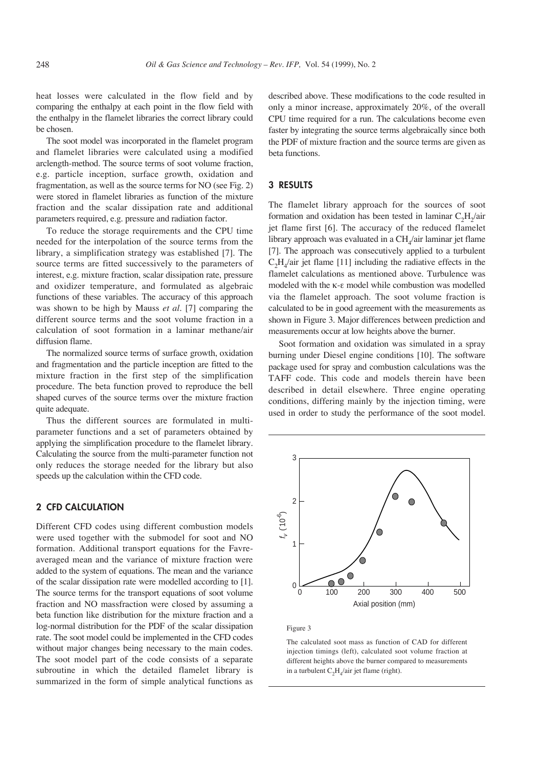heat losses were calculated in the flow field and by comparing the enthalpy at each point in the flow field with the enthalpy in the flamelet libraries the correct library could be chosen.

The soot model was incorporated in the flamelet program and flamelet libraries were calculated using a modified arclength-method. The source terms of soot volume fraction, e.g. particle inception, surface growth, oxidation and fragmentation, as well as the source terms for NO (see Fig. 2) were stored in flamelet libraries as function of the mixture fraction and the scalar dissipation rate and additional parameters required, e.g. pressure and radiation factor.

To reduce the storage requirements and the CPU time needed for the interpolation of the source terms from the library, a simplification strategy was established [7]. The source terms are fitted successively to the parameters of interest, e.g. mixture fraction, scalar dissipation rate, pressure and oxidizer temperature, and formulated as algebraic functions of these variables. The accuracy of this approach was shown to be high by Mauss *et al.* [7] comparing the different source terms and the soot volume fraction in a calculation of soot formation in a laminar methane/air diffusion flame.

The normalized source terms of surface growth, oxidation and fragmentation and the particle inception are fitted to the mixture fraction in the first step of the simplification procedure. The beta function proved to reproduce the bell shaped curves of the source terms over the mixture fraction quite adequate.

Thus the different sources are formulated in multi-parameter functions and a set of parameters obtained by applying the simplification procedure to the flamelet library. Calculating the source from the multi-parameter function not only reduces the storage needed for the library but also speeds up the calculation within the CFD code.

## 2 CFD CALCULATION

Different CFD codes using different combustion models were used together with the submodel for soot and NO formation. Additional transport equations for the Favre-averaged mean and the variance of mixture fraction were added to the system of equations. The mean and the variance of the scalar dissipation rate were modelled according to [1]. The source terms for the transport equations of soot volume fraction and NO massfraction were closed by assuming a beta function like distribution for the mixture fraction and a log-normal distribution for the PDF of the scalar dissipation rate. The soot model could be implemented in the CFD codes without major changes being necessary to the main codes. The soot model part of the code consists of a separate subroutine in which the detailed flamelet library is summarized in the form of simple analytical functions as described above. These modifications to the code resulted in only a minor increase, approximately 20%, of the overall CPU time required for a run. The calculations become even faster by integrating the source terms algebraically since both the PDF of mixture fraction and the source terms are given as beta functions.

## 3 RESULTS

The flamelet library approach for the sources of soot formation and oxidation has been tested in laminar $C_2H_2$/air jet flame first [6]. The accuracy of the reduced flamelet library approach was evaluated in a $CH_4$/air laminar jet flame [7]. The approach was consecutively applied to a turbulent $C_2H_4$/air jet flame [11] including the radiative effects in the flamelet calculations as mentioned above. Turbulence was modeled with the $\kappa$-$\varepsilon$ model while combustion was modelled via the flamelet approach. The soot volume fraction is calculated to be in good agreement with the measurements as shown in Figure 3. Major differences between prediction and measurements occur at low heights above the burner.

Soot formation and oxidation was simulated in a spray burning under Diesel engine conditions [10]. The software package used for spray and combustion calculations was the TAFF code. This code and models therein have been described in detail elsewhere. Three engine operating conditions, differing mainly by the injection timing, were used in order to study the performance of the soot model.

Figure 3

The calculated soot mass as function of CAD for different injection timings (left), calculated soot volume fraction at different heights above the burner compared to measurements in a turbulent $C_2H_4$/air jet flame (right).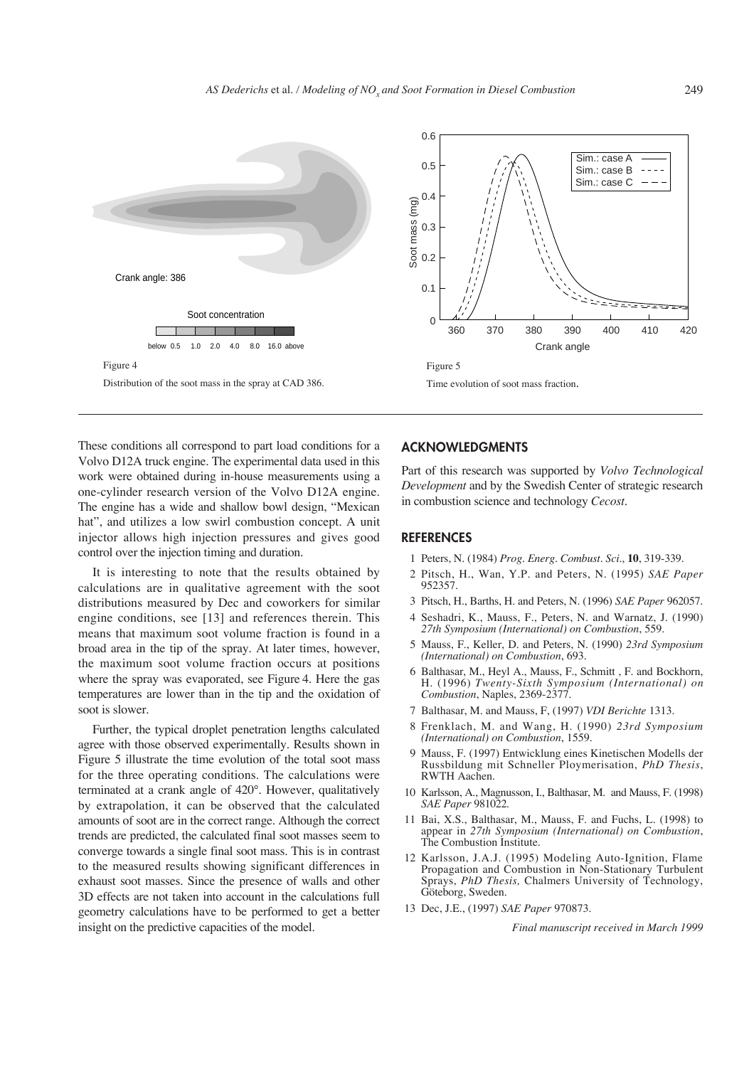Crank angle: 386

Soot concentration

below 0.5 1.0 2.0 4.0 8.0 16.0 above

Figure 4

Distribution of the soot mass in the spray at CAD 386.

Soot mass (mg)

0.6
0.5
0.4
0.3
0.2
0.1
0

360 370 380 390 400 410 420

Crank angle

Sim.: case A
Sim.: case B
Sim.: case C

Figure 5

Time evolution of soot mass fraction.

These conditions all correspond to part load conditions for a Volvo D12A truck engine. The experimental data used in this work were obtained during in-house measurements using a one-cylinder research version of the Volvo D12A engine. The engine has a wide and shallow bowl design, "Mexican hat", and utilizes a low swirl combustion concept. A unit injector allows high injection pressures and gives good control over the injection timing and duration.

It is interesting to note that the results obtained by calculations are in qualitative agreement with the soot distributions measured by Dec and coworkers for similar engine conditions, see [13] and references therein. This means that maximum soot volume fraction is found in a broad area in the tip of the spray. At later times, however, the maximum soot volume fraction occurs at positions where the spray was evaporated, see Figure 4. Here the gas temperatures are lower than in the tip and the oxidation of soot is slower.

Further, the typical droplet penetration lengths calculated agree with those observed experimentally. Results shown in Figure 5 illustrate the time evolution of the total soot mass for the three operating conditions. The calculations were terminated at a crank angle of 420°. However, qualitatively by extrapolation, it can be observed that the calculated amounts of soot are in the correct range. Although the correct trends are predicted, the calculated final soot masses seem to converge towards a single final soot mass. This is in contrast to the measured results showing significant differences in exhaust soot masses. Since the presence of walls and other 3D effects are not taken into account in the calculations full geometry calculations have to be performed to get a better insight on the predictive capacities of the model.

## ACKNOWLEDGMENTS

Part of this research was supported by *Volvo Technological Development* and by the Swedish Center of strategic research in combustion science and technology *Cecost*.

## REFERENCES

1. Peters, N. (1984) *Prog. Energ. Combust. Sci.*, **10**, 319-339.
2. Pitsch, H., Wan, Y.P. and Peters, N. (1995) *SAE Paper* 952357.
3. Pitsch, H., Barths, H. and Peters, N. (1996) *SAE Paper* 962057.
4. Seshadri, K., Mauss, F., Peters, N. and Warnatz, J. (1990) *27th Symposium (International) on Combustion*, 559.
5. Mauss, F., Keller, D. and Peters, N. (1990) *23rd Symposium (International) on Combustion*, 693.
6. Balthasar, M., Heyl A., Mauss, F., Schmitt , F. and Bockhorn, H. (1996) *Twenty-Sixth Symposium (International) on Combustion*, Naples, 2369-2377.
7. Balthasar, M. and Mauss, F, (1997) *VDI Berichte* 1313.
8. Frenklach, M. and Wang, H. (1990) *23rd Symposium (International) on Combustion*, 1559.
9. Mauss, F. (1997) Entwicklung eines Kinetischen Modells der Russbildung mit Schneller Ploymerisation, *PhD Thesis*, RWTH Aachen.
10. Karlsson, A., Magnusson, I., Balthasar, M. and Mauss, F. (1998) *SAE Paper* 981022.
11. Bai, X.S., Balthasar, M., Mauss, F. and Fuchs, L. (1998) to appear in *27th Symposium (International) on Combustion*, The Combustion Institute.
12. Karlsson, J.A.J. (1995) Modeling Auto-Ignition, Flame Propagation and Combustion in Non-Stationary Turbulent Sprays, *PhD Thesis,* Chalmers University of Technology, Göteborg, Sweden.
13. Dec, J.E., (1997) *SAE Paper* 970873.

*Final manuscript received in March 1999*